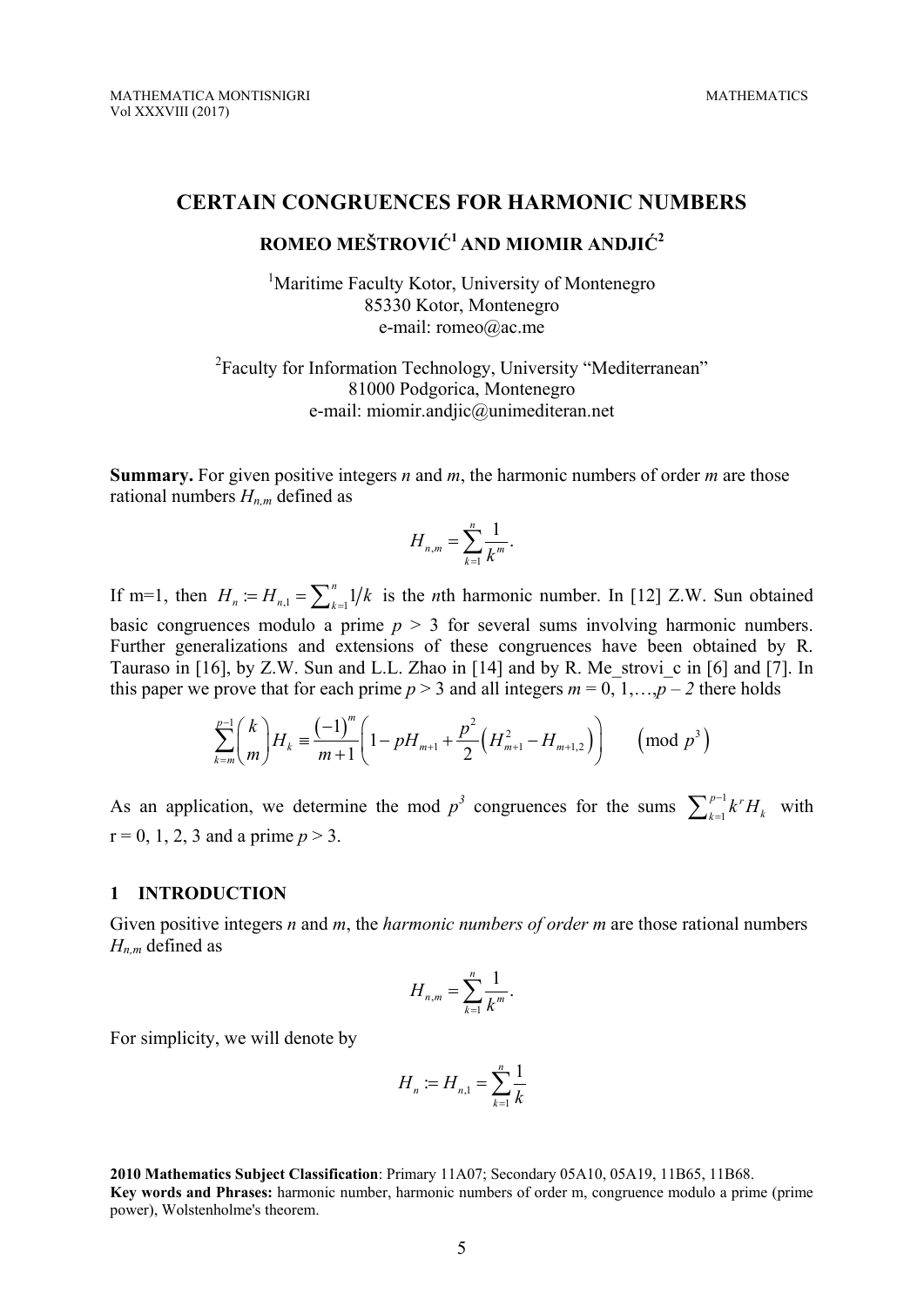# CERTAIN CONGRUENCES FOR HARMONIC NUMBERS

**ROMEO MEŠTROVIĆ[1] AND MIOMIR ANDJIĆ[2]**

[1]Maritime Faculty Kotor, University of Montenegro
85330 Kotor, Montenegro
e-mail: romeo@ac.me

[2]Faculty for Information Technology, University "Mediterranean"
81000 Podgorica, Montenegro
e-mail: miomir.andjic@unimediteran.net

**Summary.** For given positive integers *n* and *m*, the harmonic numbers of order *m* are those rational numbers $H_{n,m}$ defined as

$$H_{n,m} = \sum_{k=1}^{n} \frac{1}{k^m}.$$

If m=1, then $H_n := H_{n,1} = \sum_{k=1}^{n} 1/k$ is the *n*th harmonic number. In [12] Z.W. Sun obtained basic congruences modulo a prime $p > 3$ for several sums involving harmonic numbers. Further generalizations and extensions of these congruences have been obtained by R. Tauraso in [16], by Z.W. Sun and L.L. Zhao in [14] and by R. Me_strovi_c in [6] and [7]. In this paper we prove that for each prime $p > 3$ and all integers $m = 0, 1, \ldots, p-2$ there holds

$$\sum_{k=m}^{p-1} \binom{k}{m} H_k \equiv \frac{(-1)^m}{m+1}\left(1 - pH_{m+1} + \frac{p^2}{2}\left(H_{m+1}^2 - H_{m+1,2}\right)\right) \qquad \left(\bmod p^3\right)$$

As an application, we determine the mod $p^3$ congruences for the sums $\sum_{k=1}^{p-1} k^r H_k$ with $r = 0, 1, 2, 3$ and a prime $p > 3$.

## 1 INTRODUCTION

Given positive integers *n* and *m*, the *harmonic numbers of order m* are those rational numbers $H_{n,m}$ defined as

$$H_{n,m} = \sum_{k=1}^{n} \frac{1}{k^m}.$$

For simplicity, we will denote by

$$H_n := H_{n,1} = \sum_{k=1}^{n} \frac{1}{k}$$

**2010 Mathematics Subject Classification**: Primary 11A07; Secondary 05A10, 05A19, 11B65, 11B68.
**Key words and Phrases:** harmonic number, harmonic numbers of order m, congruence modulo a prime (prime power), Wolstenholme's theorem.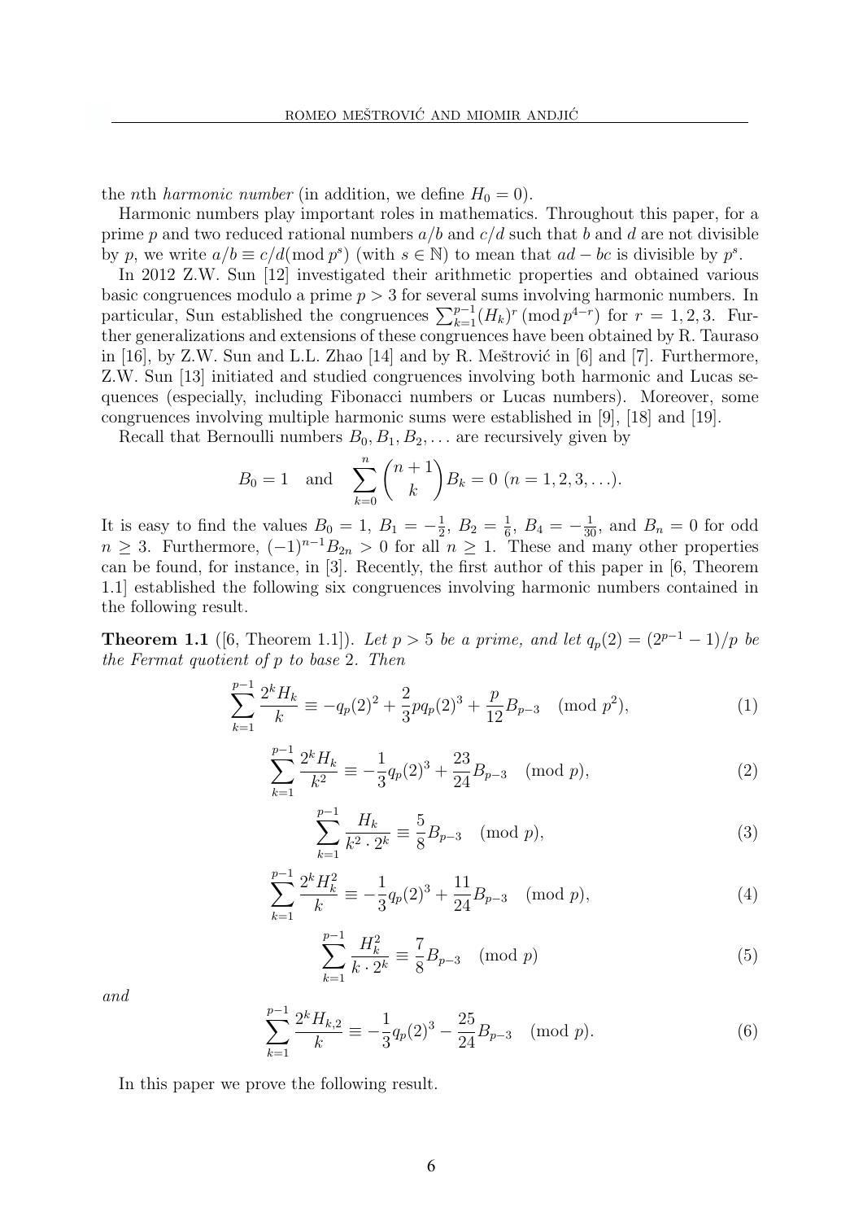the $n$th *harmonic number* (in addition, we define $H_0 = 0$).

Harmonic numbers play important roles in mathematics. Throughout this paper, for a prime $p$ and two reduced rational numbers $a/b$ and $c/d$ such that $b$ and $d$ are not divisible by $p$, we write $a/b \equiv c/d (\bmod\, p^s)$ (with $s \in \mathbb{N}$) to mean that $ad - bc$ is divisible by $p^s$.

In 2012 Z.W. Sun [12] investigated their arithmetic properties and obtained various basic congruences modulo a prime $p > 3$ for several sums involving harmonic numbers. In particular, Sun established the congruences $\sum_{k=1}^{p-1}(H_k)^r \,(\bmod\, p^{4-r})$ for $r = 1, 2, 3$. Further generalizations and extensions of these congruences have been obtained by R. Tauraso in [16], by Z.W. Sun and L.L. Zhao [14] and by R. Meštrović in [6] and [7]. Furthermore, Z.W. Sun [13] initiated and studied congruences involving both harmonic and Lucas sequences (especially, including Fibonacci numbers or Lucas numbers). Moreover, some congruences involving multiple harmonic sums were established in [9], [18] and [19].

Recall that Bernoulli numbers $B_0, B_1, B_2, \ldots$ are recursively given by

$$B_0 = 1 \quad \text{and} \quad \sum_{k=0}^{n} \binom{n+1}{k} B_k = 0 \ (n = 1, 2, 3, \ldots).$$

It is easy to find the values $B_0 = 1$, $B_1 = -\frac{1}{2}$, $B_2 = \frac{1}{6}$, $B_4 = -\frac{1}{30}$, and $B_n = 0$ for odd $n \geq 3$. Furthermore, $(-1)^{n-1}B_{2n} > 0$ for all $n \geq 1$. These and many other properties can be found, for instance, in [3]. Recently, the first author of this paper in [6, Theorem 1.1] established the following six congruences involving harmonic numbers contained in the following result.

**Theorem 1.1** ([6, Theorem 1.1]). *Let $p > 5$ be a prime, and let $q_p(2) = (2^{p-1} - 1)/p$ be the Fermat quotient of $p$ to base 2. Then*

$$\sum_{k=1}^{p-1} \frac{2^k H_k}{k} \equiv -q_p(2)^2 + \frac{2}{3} p q_p(2)^3 + \frac{p}{12} B_{p-3} \pmod{p^2}, \tag{1}$$

$$\sum_{k=1}^{p-1} \frac{2^k H_k}{k^2} \equiv -\frac{1}{3} q_p(2)^3 + \frac{23}{24} B_{p-3} \pmod{p}, \tag{2}$$

$$\sum_{k=1}^{p-1} \frac{H_k}{k^2 \cdot 2^k} \equiv \frac{5}{8} B_{p-3} \pmod{p}, \tag{3}$$

$$\sum_{k=1}^{p-1} \frac{2^k H_k^2}{k} \equiv -\frac{1}{3} q_p(2)^3 + \frac{11}{24} B_{p-3} \pmod{p}, \tag{4}$$

$$\sum_{k=1}^{p-1} \frac{H_k^2}{k \cdot 2^k} \equiv \frac{7}{8} B_{p-3} \pmod{p} \tag{5}$$

*and*

$$\sum_{k=1}^{p-1} \frac{2^k H_{k,2}}{k} \equiv -\frac{1}{3} q_p(2)^3 - \frac{25}{24} B_{p-3} \pmod{p}. \tag{6}$$

In this paper we prove the following result.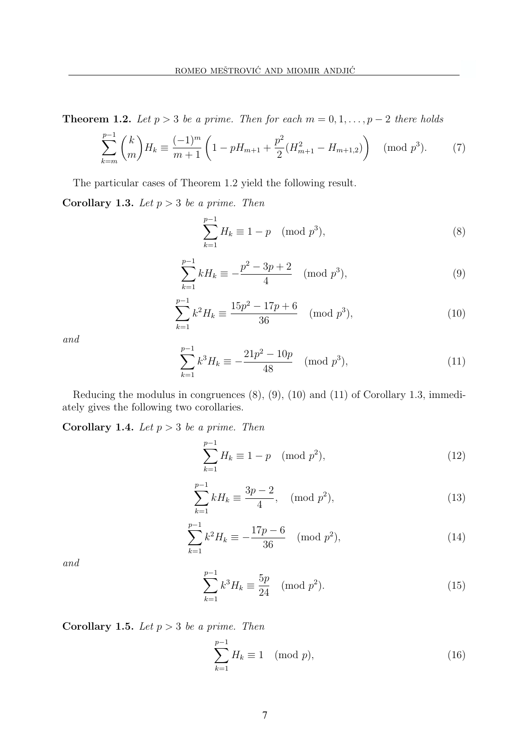**Theorem 1.2.** *Let $p > 3$ be a prime. Then for each $m = 0, 1, \ldots, p-2$ there holds*

$$\sum_{k=m}^{p-1} \binom{k}{m} H_k \equiv \frac{(-1)^m}{m+1} \left(1 - pH_{m+1} + \frac{p^2}{2}(H_{m+1}^2 - H_{m+1,2})\right) \pmod{p^3}. \tag{7}$$

The particular cases of Theorem 1.2 yield the following result.

**Corollary 1.3.** *Let $p > 3$ be a prime. Then*

$$\sum_{k=1}^{p-1} H_k \equiv 1 - p \pmod{p^3}, \tag{8}$$

$$\sum_{k=1}^{p-1} kH_k \equiv -\frac{p^2 - 3p + 2}{4} \pmod{p^3}, \tag{9}$$

$$\sum_{k=1}^{p-1} k^2 H_k \equiv \frac{15p^2 - 17p + 6}{36} \pmod{p^3}, \tag{10}$$

*and*

$$\sum_{k=1}^{p-1} k^3 H_k \equiv -\frac{21p^2 - 10p}{48} \pmod{p^3}, \tag{11}$$

Reducing the modulus in congruences (8), (9), (10) and (11) of Corollary 1.3, immediately gives the following two corollaries.

**Corollary 1.4.** *Let $p > 3$ be a prime. Then*

$$\sum_{k=1}^{p-1} H_k \equiv 1 - p \pmod{p^2}, \tag{12}$$

$$\sum_{k=1}^{p-1} kH_k \equiv \frac{3p - 2}{4}, \pmod{p^2}, \tag{13}$$

$$\sum_{k=1}^{p-1} k^2 H_k \equiv -\frac{17p - 6}{36} \pmod{p^2}, \tag{14}$$

*and*

$$\sum_{k=1}^{p-1} k^3 H_k \equiv \frac{5p}{24} \pmod{p^2}. \tag{15}$$

**Corollary 1.5.** *Let $p > 3$ be a prime. Then*

$$\sum_{k=1}^{p-1} H_k \equiv 1 \pmod{p}, \tag{16}$$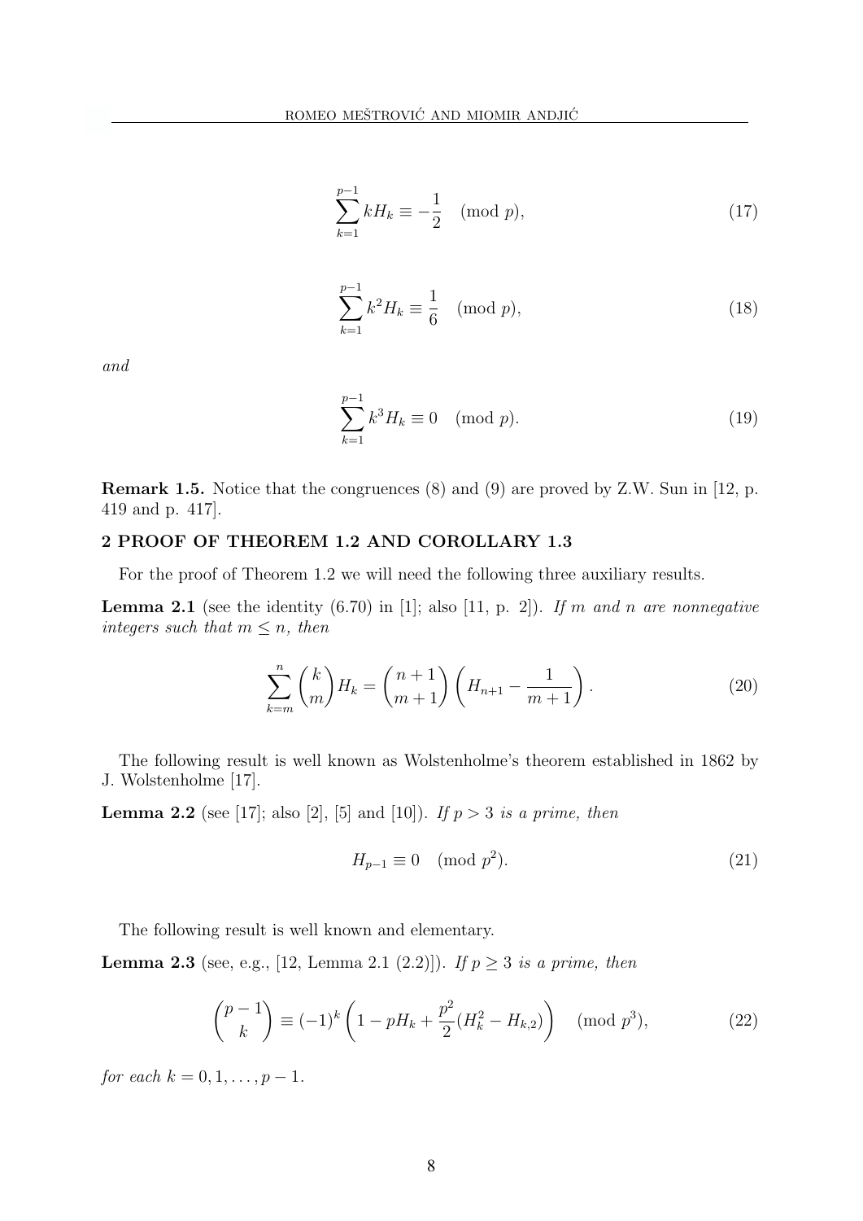$$\sum_{k=1}^{p-1} kH_k \equiv -\frac{1}{2} \pmod p, \tag{17}$$

$$\sum_{k=1}^{p-1} k^2H_k \equiv \frac{1}{6} \pmod p, \tag{18}$$

*and*

$$\sum_{k=1}^{p-1} k^3H_k \equiv 0 \pmod p. \tag{19}$$

**Remark 1.5.** Notice that the congruences (8) and (9) are proved by Z.W. Sun in [12, p. 419 and p. 417].

## 2 PROOF OF THEOREM 1.2 AND COROLLARY 1.3

For the proof of Theorem 1.2 we will need the following three auxiliary results.

**Lemma 2.1** (see the identity (6.70) in [1]; also [11, p. 2]). *If $m$ and $n$ are nonnegative integers such that $m \le n$, then*

$$\sum_{k=m}^{n} \binom{k}{m} H_k = \binom{n+1}{m+1}\left(H_{n+1} - \frac{1}{m+1}\right). \tag{20}$$

The following result is well known as Wolstenholme's theorem established in 1862 by J. Wolstenholme [17].

**Lemma 2.2** (see [17]; also [2], [5] and [10]). *If $p > 3$ is a prime, then*

$$H_{p-1} \equiv 0 \pmod{p^2}. \tag{21}$$

The following result is well known and elementary.

**Lemma 2.3** (see, e.g., [12, Lemma 2.1 (2.2)]). *If $p \ge 3$ is a prime, then*

$$\binom{p-1}{k} \equiv (-1)^k \left(1 - pH_k + \frac{p^2}{2}(H_k^2 - H_{k,2})\right) \pmod{p^3}, \tag{22}$$

*for each $k = 0, 1, \ldots, p-1$.*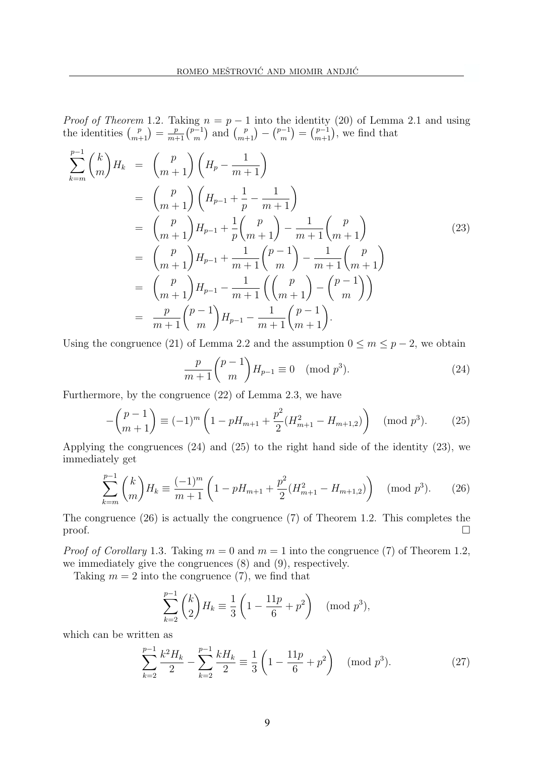*Proof of Theorem* 1.2. Taking $n = p-1$ into the identity (20) of Lemma 2.1 and using the identities $\binom{p}{m+1} = \frac{p}{m+1}\binom{p-1}{m}$ and $\binom{p}{m+1} - \binom{p-1}{m} = \binom{p-1}{m+1}$, we find that

$$
\begin{aligned}
\sum_{k=m}^{p-1} \binom{k}{m} H_k &= \binom{p}{m+1}\left(H_p - \frac{1}{m+1}\right) \\
&= \binom{p}{m+1}\left(H_{p-1} + \frac{1}{p} - \frac{1}{m+1}\right) \\
&= \binom{p}{m+1} H_{p-1} + \frac{1}{p}\binom{p}{m+1} - \frac{1}{m+1}\binom{p}{m+1} \\
&= \binom{p}{m+1} H_{p-1} + \frac{1}{m+1}\binom{p-1}{m} - \frac{1}{m+1}\binom{p}{m+1} \\
&= \binom{p}{m+1} H_{p-1} - \frac{1}{m+1}\left(\binom{p}{m+1} - \binom{p-1}{m}\right) \\
&= \frac{p}{m+1}\binom{p-1}{m} H_{p-1} - \frac{1}{m+1}\binom{p-1}{m+1}.
\end{aligned} \tag{23}
$$

Using the congruence (21) of Lemma 2.2 and the assumption $0 \le m \le p-2$, we obtain

$$
\frac{p}{m+1}\binom{p-1}{m} H_{p-1} \equiv 0 \pmod{p^3}. \tag{24}
$$

Furthermore, by the congruence (22) of Lemma 2.3, we have

$$
-\binom{p-1}{m+1} \equiv (-1)^m \left(1 - pH_{m+1} + \frac{p^2}{2}(H_{m+1}^2 - H_{m+1,2})\right) \pmod{p^3}. \tag{25}
$$

Applying the congruences (24) and (25) to the right hand side of the identity (23), we immediately get

$$
\sum_{k=m}^{p-1} \binom{k}{m} H_k \equiv \frac{(-1)^m}{m+1}\left(1 - pH_{m+1} + \frac{p^2}{2}(H_{m+1}^2 - H_{m+1,2})\right) \pmod{p^3}. \tag{26}
$$

The congruence (26) is actually the congruence (7) of Theorem 1.2. This completes the proof. $\square$

*Proof of Corollary* 1.3. Taking $m = 0$ and $m = 1$ into the congruence (7) of Theorem 1.2, we immediately give the congruences (8) and (9), respectively.

Taking $m = 2$ into the congruence (7), we find that

$$
\sum_{k=2}^{p-1} \binom{k}{2} H_k \equiv \frac{1}{3}\left(1 - \frac{11p}{6} + p^2\right) \pmod{p^3},
$$

which can be written as

$$
\sum_{k=2}^{p-1} \frac{k^2 H_k}{2} - \sum_{k=2}^{p-1} \frac{k H_k}{2} \equiv \frac{1}{3}\left(1 - \frac{11p}{6} + p^2\right) \pmod{p^3}. \tag{27}
$$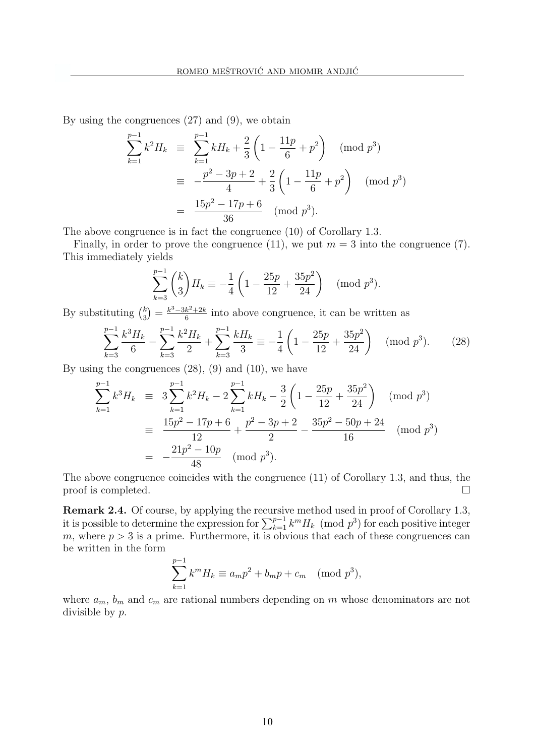By using the congruences (27) and (9), we obtain

$$
\begin{aligned}
\sum_{k=1}^{p-1} k^2 H_k &\equiv \sum_{k=1}^{p-1} kH_k + \frac{2}{3}\left(1 - \frac{11p}{6} + p^2\right) \pmod{p^3} \\
&\equiv -\frac{p^2-3p+2}{4} + \frac{2}{3}\left(1 - \frac{11p}{6} + p^2\right) \pmod{p^3} \\
&= \frac{15p^2-17p+6}{36} \pmod{p^3}.
\end{aligned}
$$

The above congruence is in fact the congruence (10) of Corollary 1.3.

Finally, in order to prove the congruence (11), we put $m=3$ into the congruence (7). This immediately yields

$$
\sum_{k=3}^{p-1} \binom{k}{3} H_k \equiv -\frac{1}{4}\left(1 - \frac{25p}{12} + \frac{35p^2}{24}\right) \pmod{p^3}.
$$

By substituting $\binom{k}{3} = \frac{k^3-3k^2+2k}{6}$ into above congruence, it can be written as

$$
\sum_{k=3}^{p-1} \frac{k^3 H_k}{6} - \sum_{k=3}^{p-1} \frac{k^2 H_k}{2} + \sum_{k=3}^{p-1} \frac{kH_k}{3} \equiv -\frac{1}{4}\left(1 - \frac{25p}{12} + \frac{35p^2}{24}\right) \pmod{p^3}. \tag{28}
$$

By using the congruences (28), (9) and (10), we have

$$
\begin{aligned}
\sum_{k=1}^{p-1} k^3 H_k &\equiv 3\sum_{k=1}^{p-1} k^2 H_k - 2\sum_{k=1}^{p-1} kH_k - \frac{3}{2}\left(1 - \frac{25p}{12} + \frac{35p^2}{24}\right) \pmod{p^3} \\
&\equiv \frac{15p^2-17p+6}{12} + \frac{p^2-3p+2}{2} - \frac{35p^2-50p+24}{16} \pmod{p^3} \\
&= -\frac{21p^2-10p}{48} \pmod{p^3}.
\end{aligned}
$$

The above congruence coincides with the congruence (11) of Corollary 1.3, and thus, the proof is completed. $\square$

**Remark 2.4.** Of course, by applying the recursive method used in proof of Corollary 1.3, it is possible to determine the expression for $\sum_{k=1}^{p-1} k^m H_k \pmod{p^3}$ for each positive integer $m$, where $p>3$ is a prime. Furthermore, it is obvious that each of these congruences can be written in the form

$$
\sum_{k=1}^{p-1} k^m H_k \equiv a_m p^2 + b_m p + c_m \pmod{p^3},
$$

where $a_m$, $b_m$ and $c_m$ are rational numbers depending on $m$ whose denominators are not divisible by $p$.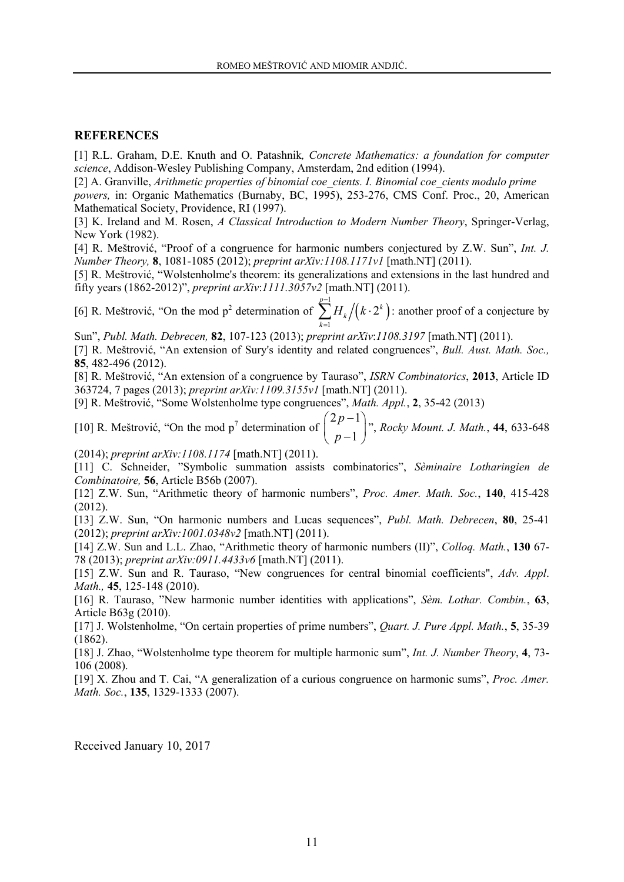## REFERENCES

[1] R.L. Graham, D.E. Knuth and O. Patashnik, *Concrete Mathematics: a foundation for computer science*, Addison-Wesley Publishing Company, Amsterdam, 2nd edition (1994).

[2] A. Granville, *Arithmetic properties of binomial coe_cients. I. Binomial coe_cients modulo prime powers,* in: Organic Mathematics (Burnaby, BC, 1995), 253-276, CMS Conf. Proc., 20, American Mathematical Society, Providence, RI (1997).

[3] K. Ireland and M. Rosen, *A Classical Introduction to Modern Number Theory*, Springer-Verlag, New York (1982).

[4] R. Meštrović, "Proof of a congruence for harmonic numbers conjectured by Z.W. Sun", *Int. J. Number Theory,* **8**, 1081-1085 (2012); *preprint arXiv:1108.1171v1* [math.NT] (2011).

[5] R. Meštrović, "Wolstenholme's theorem: its generalizations and extensions in the last hundred and fifty years (1862-2012)", *preprint arXiv*:*1111.3057v2* [math.NT] (2011).

[6] R. Meštrović, "On the mod p$^2$ determination of $\sum_{k=1}^{p-1} H_k/\left(k\cdot 2^k\right)$: another proof of a conjecture by Sun", *Publ. Math. Debrecen,* **82**, 107-123 (2013); *preprint arXiv*:*1108.3197* [math.NT] (2011).

[7] R. Meštrović, "An extension of Sury's identity and related congruences", *Bull. Aust. Math. Soc.,* **85**, 482-496 (2012).

[8] R. Meštrović, "An extension of a congruence by Tauraso", *ISRN Combinatorics*, **2013**, Article ID 363724, 7 pages (2013); *preprint arXiv:1109.3155v1* [math.NT] (2011).

[9] R. Meštrović, "Some Wolstenholme type congruences", *Math. Appl.*, **2**, 35-42 (2013)

[10] R. Meštrović, "On the mod p$^7$ determination of $\binom{2p-1}{p-1}$", *Rocky Mount. J. Math.*, **44**, 633-648 (2014); *preprint arXiv:1108.1174* [math.NT] (2011).

[11] C. Schneider, "Symbolic summation assists combinatorics", *Sèminaire Lotharingien de Combinatoire,* **56**, Article B56b (2007).

[12] Z.W. Sun, "Arithmetic theory of harmonic numbers", *Proc. Amer. Math. Soc.*, **140**, 415-428 (2012).

[13] Z.W. Sun, "On harmonic numbers and Lucas sequences", *Publ. Math. Debrecen*, **80**, 25-41 (2012); *preprint arXiv:1001.0348v2* [math.NT] (2011).

[14] Z.W. Sun and L.L. Zhao, "Arithmetic theory of harmonic numbers (II)", *Colloq. Math.*, **130** 67-78 (2013); *preprint arXiv:0911.4433v6* [math.NT] (2011).

[15] Z.W. Sun and R. Tauraso, "New congruences for central binomial coefficients", *Adv. Appl. Math.,* **45**, 125-148 (2010).

[16] R. Tauraso, "New harmonic number identities with applications", *Sèm. Lothar. Combin.*, **63**, Article B63g (2010).

[17] J. Wolstenholme, "On certain properties of prime numbers", *Quart. J. Pure Appl. Math.*, **5**, 35-39 (1862).

[18] J. Zhao, "Wolstenholme type theorem for multiple harmonic sum", *Int. J. Number Theory*, **4**, 73-106 (2008).

[19] X. Zhou and T. Cai, "A generalization of a curious congruence on harmonic sums", *Proc. Amer. Math. Soc.*, **135**, 1329-1333 (2007).

Received January 10, 2017